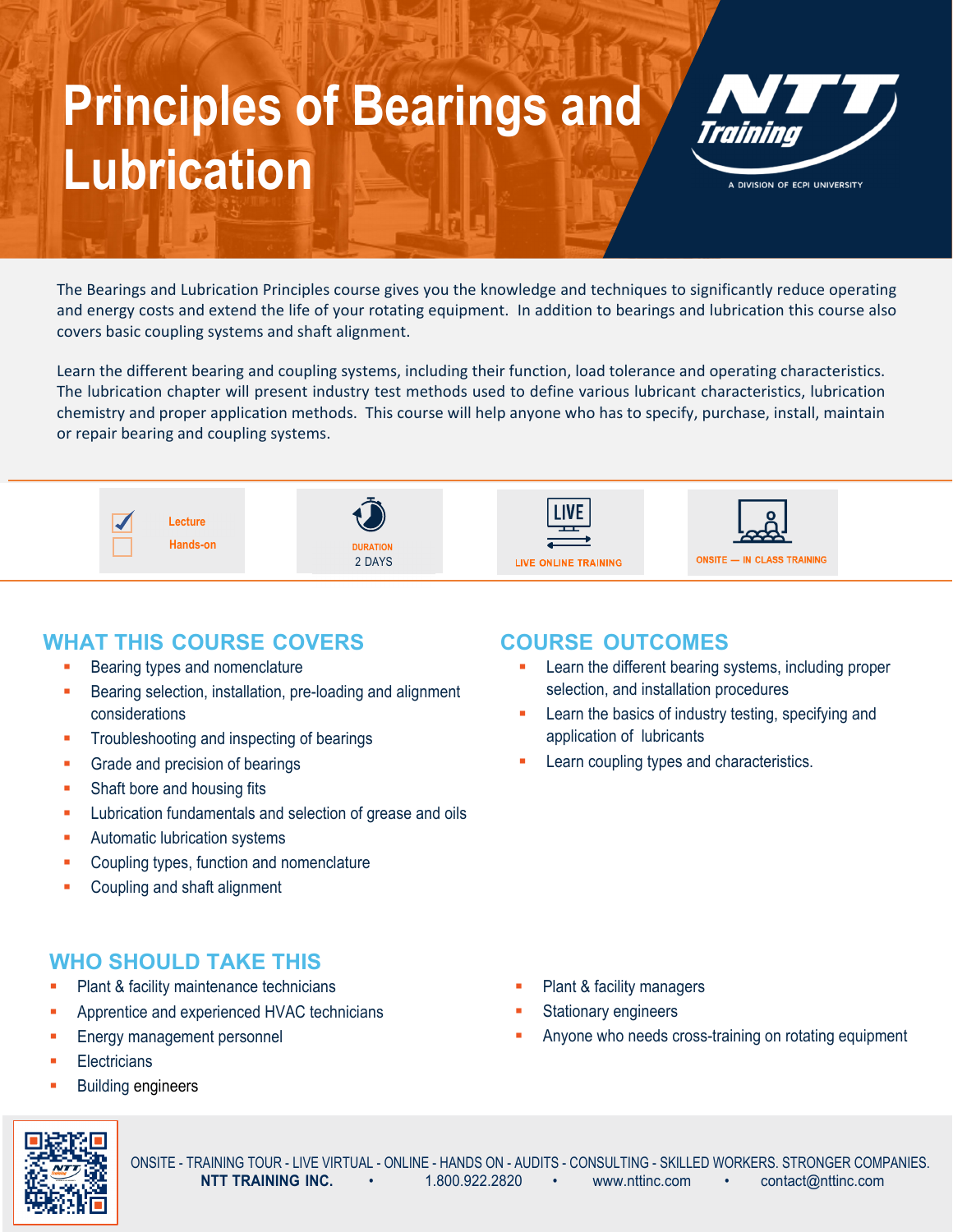# Principles of Bearings and Lubrication

NTT Training — A DIVISION OF ECPI UNIVERSITY

The Bearings and Lubrication Principles course gives you the knowledge and techniques to significantly reduce operating and energy costs and extend the life of your rotating equipment. In addition to bearings and lubrication this course also covers basic coupling systems and shaft alignment.

Learn the different bearing and coupling systems, including their function, load tolerance and operating characteristics. The lubrication chapter will present industry test methods used to define various lubricant characteristics, lubrication chemistry and proper application methods. This course will help anyone who has to specify, purchase, install, maintain or repair bearing and coupling systems.

- [x] Lecture
- [ ] Hands-on

DURATION
2 DAYS

LIVE ONLINE TRAINING

ONSITE — IN CLASS TRAINING

## WHAT THIS COURSE COVERS

- Bearing types and nomenclature
- Bearing selection, installation, pre-loading and alignment considerations
- Troubleshooting and inspecting of bearings
- Grade and precision of bearings
- Shaft bore and housing fits
- Lubrication fundamentals and selection of grease and oils
- Automatic lubrication systems
- Coupling types, function and nomenclature
- Coupling and shaft alignment

## COURSE OUTCOMES

- Learn the different bearing systems, including proper selection, and installation procedures
- Learn the basics of industry testing, specifying and application of lubricants
- Learn coupling types and characteristics.

## WHO SHOULD TAKE THIS

- Plant & facility maintenance technicians
- Apprentice and experienced HVAC technicians
- Energy management personnel
- Electricians
- Building engineers
- Plant & facility managers
- Stationary engineers
- Anyone who needs cross-training on rotating equipment

ONSITE - TRAINING TOUR - LIVE VIRTUAL - ONLINE - HANDS ON - AUDITS - CONSULTING - SKILLED WORKERS. STRONGER COMPANIES.
**NTT TRAINING INC.** • 1.800.922.2820 • www.nttinc.com • contact@nttinc.com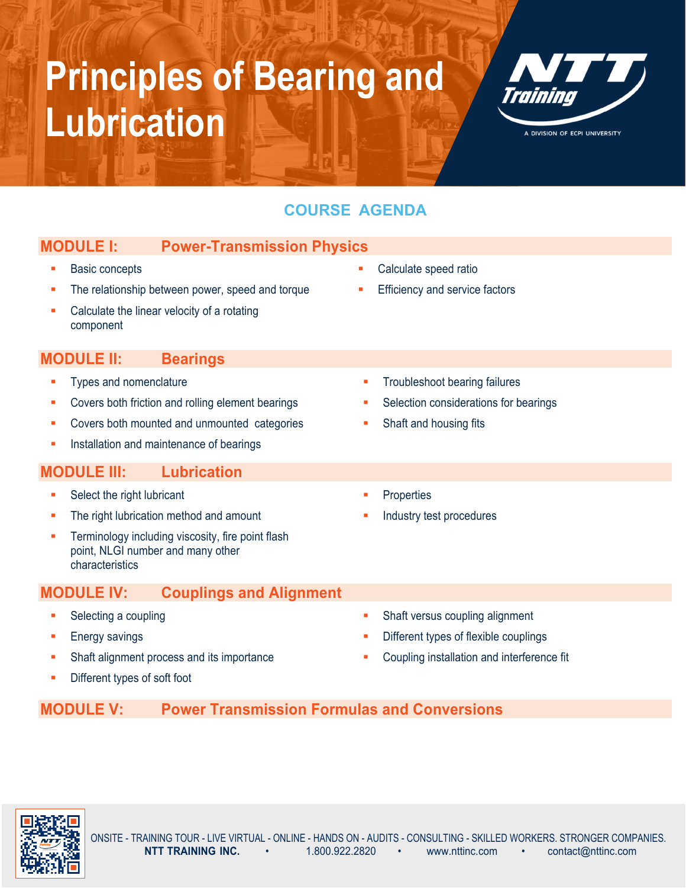# Principles of Bearing and Lubrication

NTT Training — A DIVISION OF ECPI UNIVERSITY

## COURSE AGENDA

### MODULE I: Power-Transmission Physics

- Basic concepts
- The relationship between power, speed and torque
- Calculate the linear velocity of a rotating component
- Calculate speed ratio
- Efficiency and service factors

### MODULE II: Bearings

- Types and nomenclature
- Covers both friction and rolling element bearings
- Covers both mounted and unmounted categories
- Installation and maintenance of bearings
- Troubleshoot bearing failures
- Selection considerations for bearings
- Shaft and housing fits

### MODULE III: Lubrication

- Select the right lubricant
- The right lubrication method and amount
- Terminology including viscosity, fire point flash point, NLGI number and many other characteristics
- Properties
- Industry test procedures

### MODULE IV: Couplings and Alignment

- Selecting a coupling
- Energy savings
- Shaft alignment process and its importance
- Different types of soft foot
- Shaft versus coupling alignment
- Different types of flexible couplings
- Coupling installation and interference fit

### MODULE V: Power Transmission Formulas and Conversions

ONSITE - TRAINING TOUR - LIVE VIRTUAL - ONLINE - HANDS ON - AUDITS - CONSULTING - SKILLED WORKERS. STRONGER COMPANIES.

**NTT TRAINING INC.** • 1.800.922.2820 • www.nttinc.com • contact@nttinc.com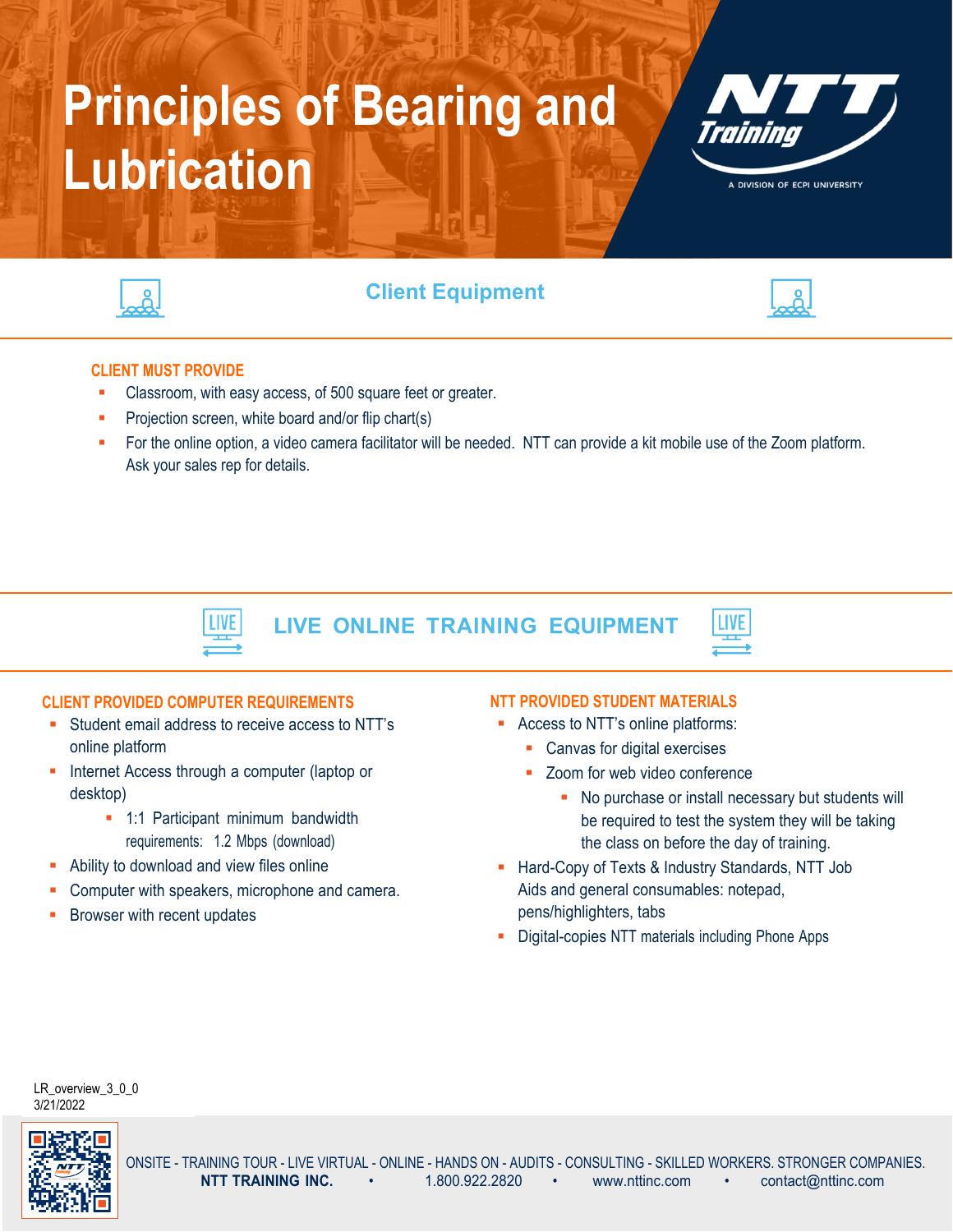# Principles of Bearing and Lubrication

NTT Training
A DIVISION OF ECPI UNIVERSITY

## Client Equipment

### CLIENT MUST PROVIDE

- Classroom, with easy access, of 500 square feet or greater.
- Projection screen, white board and/or flip chart(s)
- For the online option, a video camera facilitator will be needed. NTT can provide a kit mobile use of the Zoom platform. Ask your sales rep for details.

## LIVE ONLINE TRAINING EQUIPMENT

### CLIENT PROVIDED COMPUTER REQUIREMENTS

- Student email address to receive access to NTT's online platform
- Internet Access through a computer (laptop or desktop)
  - 1:1 Participant minimum bandwidth requirements: 1.2 Mbps (download)
- Ability to download and view files online
- Computer with speakers, microphone and camera.
- Browser with recent updates

### NTT PROVIDED STUDENT MATERIALS

- Access to NTT's online platforms:
  - Canvas for digital exercises
  - Zoom for web video conference
    - No purchase or install necessary but students will be required to test the system they will be taking the class on before the day of training.
- Hard-Copy of Texts & Industry Standards, NTT Job Aids and general consumables: notepad, pens/highlighters, tabs
- Digital-copies NTT materials including Phone Apps

LR_overview_3_0_0
3/21/2022

ONSITE - TRAINING TOUR - LIVE VIRTUAL - ONLINE - HANDS ON - AUDITS - CONSULTING - SKILLED WORKERS. STRONGER COMPANIES.
**NTT TRAINING INC.** • 1.800.922.2820 • www.nttinc.com • contact@nttinc.com